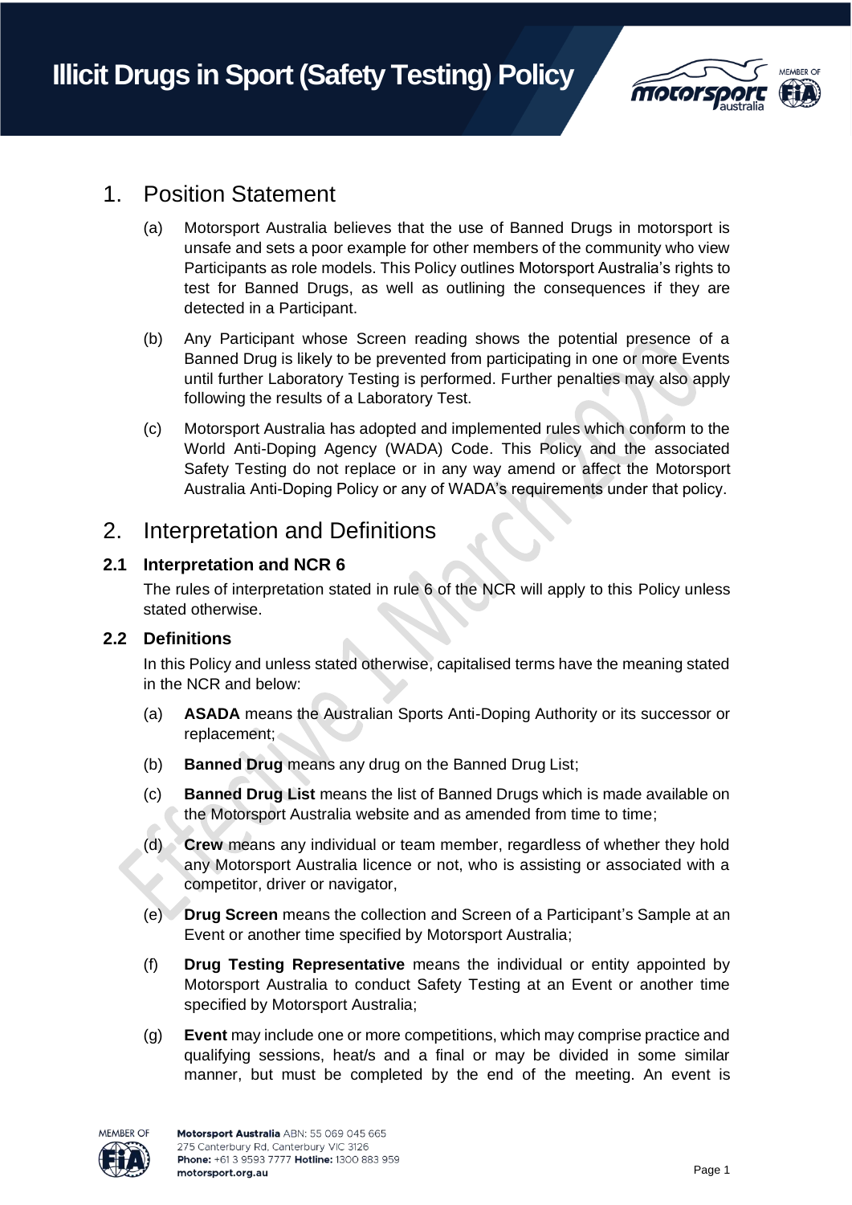# Illicit Drugs in Sport (Safety Testing) Policy

## 1. Position Statement

(a) Motorsport Australia believes that the use of Banned Drugs in motorsport is unsafe and sets a poor example for other members of the community who view Participants as role models. This Policy outlines Motorsport Australia's rights to test for Banned Drugs, as well as outlining the consequences if they are detected in a Participant.

(b) Any Participant whose Screen reading shows the potential presence of a Banned Drug is likely to be prevented from participating in one or more Events until further Laboratory Testing is performed. Further penalties may also apply following the results of a Laboratory Test.

(c) Motorsport Australia has adopted and implemented rules which conform to the World Anti-Doping Agency (WADA) Code. This Policy and the associated Safety Testing do not replace or in any way amend or affect the Motorsport Australia Anti-Doping Policy or any of WADA's requirements under that policy.

## 2. Interpretation and Definitions

### 2.1 Interpretation and NCR 6

The rules of interpretation stated in rule 6 of the NCR will apply to this Policy unless stated otherwise.

### 2.2 Definitions

In this Policy and unless stated otherwise, capitalised terms have the meaning stated in the NCR and below:

(a) **ASADA** means the Australian Sports Anti-Doping Authority or its successor or replacement;

(b) **Banned Drug** means any drug on the Banned Drug List;

(c) **Banned Drug List** means the list of Banned Drugs which is made available on the Motorsport Australia website and as amended from time to time;

(d) **Crew** means any individual or team member, regardless of whether they hold any Motorsport Australia licence or not, who is assisting or associated with a competitor, driver or navigator,

(e) **Drug Screen** means the collection and Screen of a Participant's Sample at an Event or another time specified by Motorsport Australia;

(f) **Drug Testing Representative** means the individual or entity appointed by Motorsport Australia to conduct Safety Testing at an Event or another time specified by Motorsport Australia;

(g) **Event** may include one or more competitions, which may comprise practice and qualifying sessions, heat/s and a final or may be divided in some similar manner, but must be completed by the end of the meeting. An event is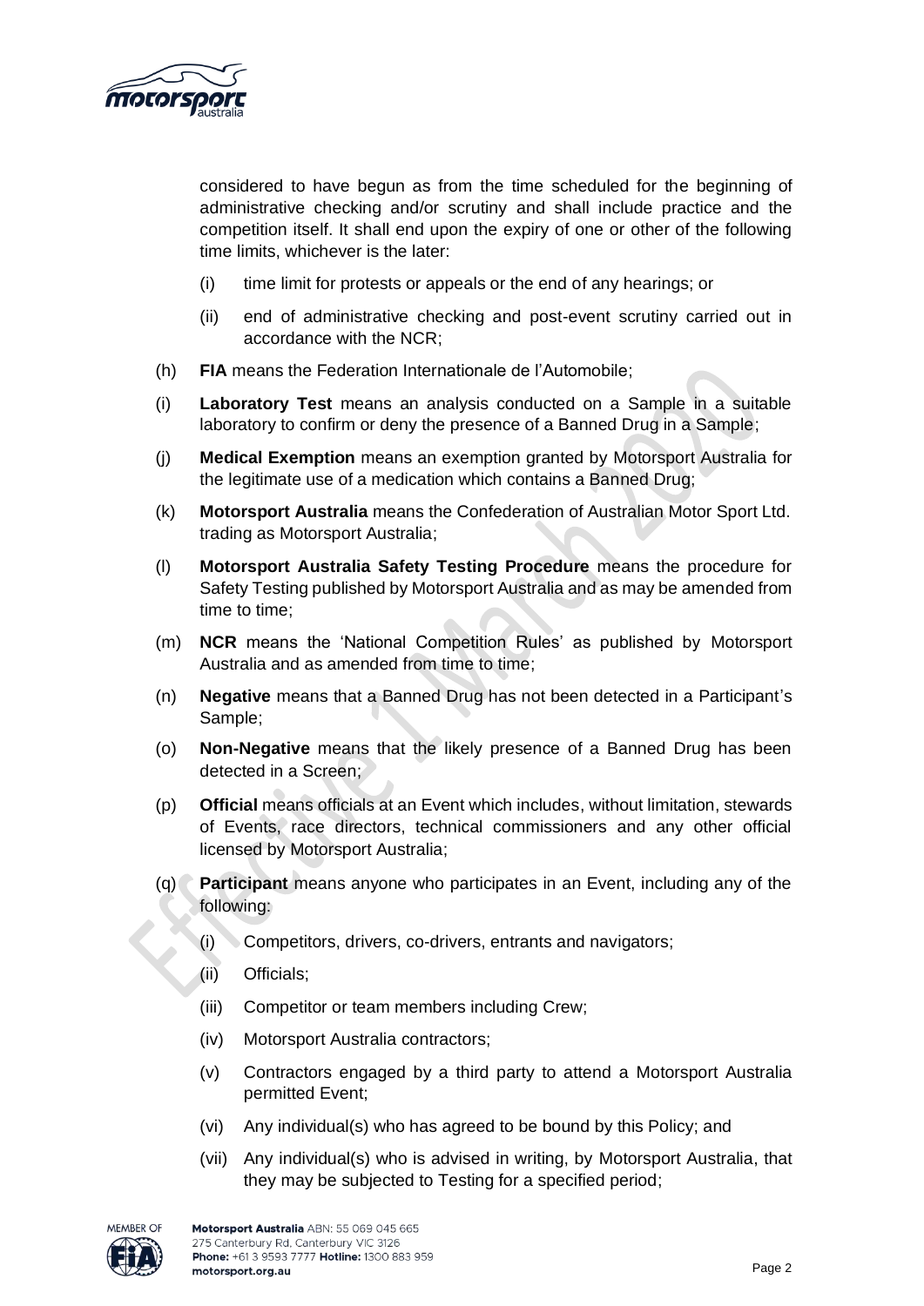considered to have begun as from the time scheduled for the beginning of administrative checking and/or scrutiny and shall include practice and the competition itself. It shall end upon the expiry of one or other of the following time limits, whichever is the later:

(i) time limit for protests or appeals or the end of any hearings; or

(ii) end of administrative checking and post-event scrutiny carried out in accordance with the NCR;

(h) **FIA** means the Federation Internationale de l'Automobile;

(i) **Laboratory Test** means an analysis conducted on a Sample in a suitable laboratory to confirm or deny the presence of a Banned Drug in a Sample;

(j) **Medical Exemption** means an exemption granted by Motorsport Australia for the legitimate use of a medication which contains a Banned Drug;

(k) **Motorsport Australia** means the Confederation of Australian Motor Sport Ltd. trading as Motorsport Australia;

(l) **Motorsport Australia Safety Testing Procedure** means the procedure for Safety Testing published by Motorsport Australia and as may be amended from time to time;

(m) **NCR** means the 'National Competition Rules' as published by Motorsport Australia and as amended from time to time;

(n) **Negative** means that a Banned Drug has not been detected in a Participant's Sample;

(o) **Non-Negative** means that the likely presence of a Banned Drug has been detected in a Screen;

(p) **Official** means officials at an Event which includes, without limitation, stewards of Events, race directors, technical commissioners and any other official licensed by Motorsport Australia;

(q) **Participant** means anyone who participates in an Event, including any of the following:

(i) Competitors, drivers, co-drivers, entrants and navigators;

(ii) Officials;

(iii) Competitor or team members including Crew;

(iv) Motorsport Australia contractors;

(v) Contractors engaged by a third party to attend a Motorsport Australia permitted Event;

(vi) Any individual(s) who has agreed to be bound by this Policy; and

(vii) Any individual(s) who is advised in writing, by Motorsport Australia, that they may be subjected to Testing for a specified period;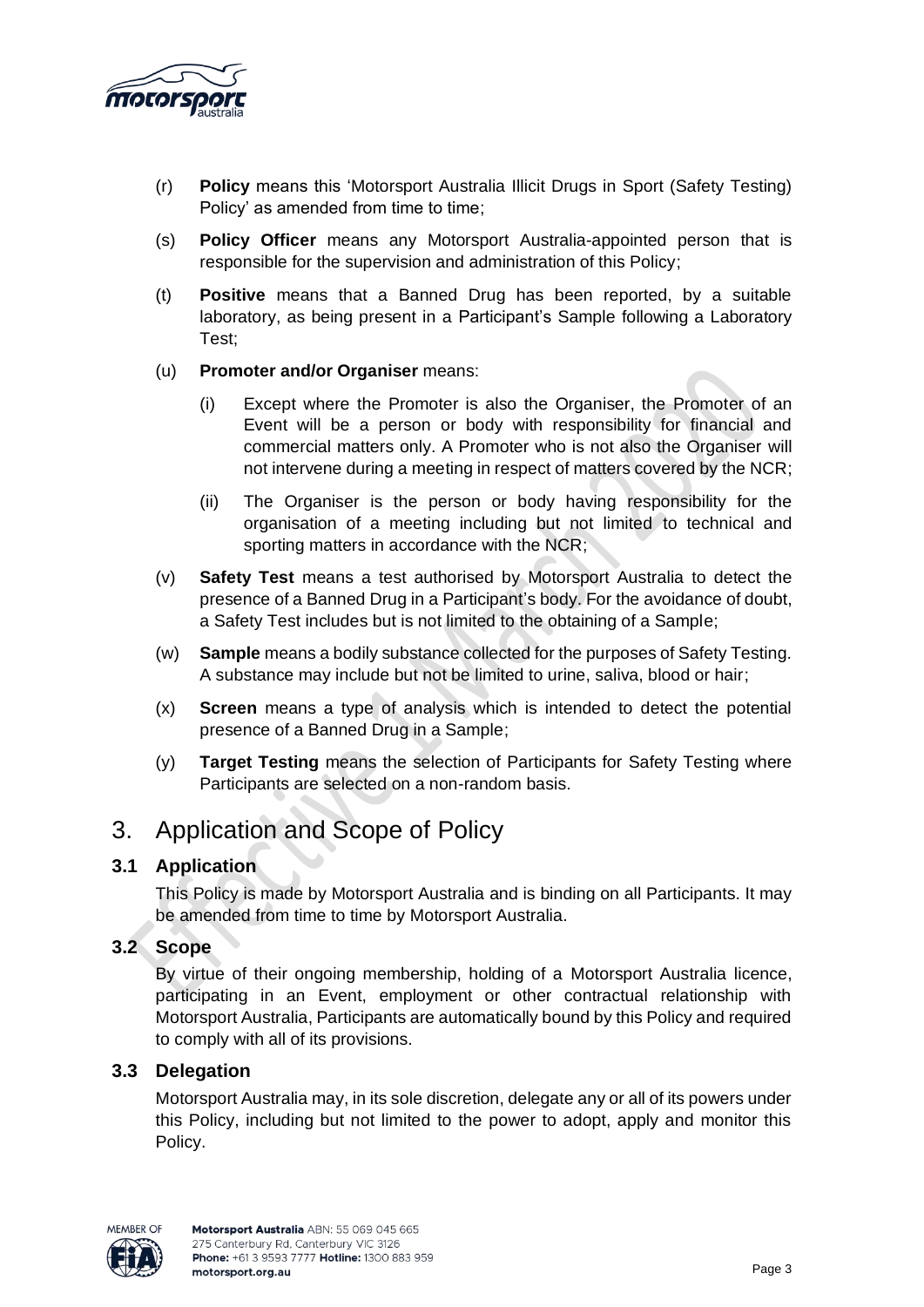(r) **Policy** means this 'Motorsport Australia Illicit Drugs in Sport (Safety Testing) Policy' as amended from time to time;

(s) **Policy Officer** means any Motorsport Australia-appointed person that is responsible for the supervision and administration of this Policy;

(t) **Positive** means that a Banned Drug has been reported, by a suitable laboratory, as being present in a Participant's Sample following a Laboratory Test;

(u) **Promoter and/or Organiser** means:

(i) Except where the Promoter is also the Organiser, the Promoter of an Event will be a person or body with responsibility for financial and commercial matters only. A Promoter who is not also the Organiser will not intervene during a meeting in respect of matters covered by the NCR;

(ii) The Organiser is the person or body having responsibility for the organisation of a meeting including but not limited to technical and sporting matters in accordance with the NCR;

(v) **Safety Test** means a test authorised by Motorsport Australia to detect the presence of a Banned Drug in a Participant's body. For the avoidance of doubt, a Safety Test includes but is not limited to the obtaining of a Sample;

(w) **Sample** means a bodily substance collected for the purposes of Safety Testing. A substance may include but not be limited to urine, saliva, blood or hair;

(x) **Screen** means a type of analysis which is intended to detect the potential presence of a Banned Drug in a Sample;

(y) **Target Testing** means the selection of Participants for Safety Testing where Participants are selected on a non-random basis.

# 3. Application and Scope of Policy

### 3.1 Application

This Policy is made by Motorsport Australia and is binding on all Participants. It may be amended from time to time by Motorsport Australia.

### 3.2 Scope

By virtue of their ongoing membership, holding of a Motorsport Australia licence, participating in an Event, employment or other contractual relationship with Motorsport Australia, Participants are automatically bound by this Policy and required to comply with all of its provisions.

### 3.3 Delegation

Motorsport Australia may, in its sole discretion, delegate any or all of its powers under this Policy, including but not limited to the power to adopt, apply and monitor this Policy.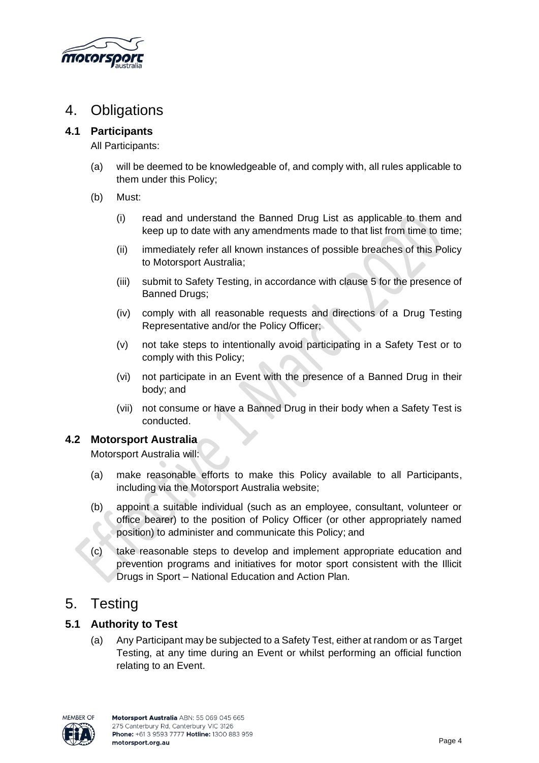# 4. Obligations

## 4.1 Participants

All Participants:

(a) will be deemed to be knowledgeable of, and comply with, all rules applicable to them under this Policy;

(b) Must:

   (i) read and understand the Banned Drug List as applicable to them and keep up to date with any amendments made to that list from time to time;

   (ii) immediately refer all known instances of possible breaches of this Policy to Motorsport Australia;

   (iii) submit to Safety Testing, in accordance with clause 5 for the presence of Banned Drugs;

   (iv) comply with all reasonable requests and directions of a Drug Testing Representative and/or the Policy Officer;

   (v) not take steps to intentionally avoid participating in a Safety Test or to comply with this Policy;

   (vi) not participate in an Event with the presence of a Banned Drug in their body; and

   (vii) not consume or have a Banned Drug in their body when a Safety Test is conducted.

## 4.2 Motorsport Australia

Motorsport Australia will:

(a) make reasonable efforts to make this Policy available to all Participants, including via the Motorsport Australia website;

(b) appoint a suitable individual (such as an employee, consultant, volunteer or office bearer) to the position of Policy Officer (or other appropriately named position) to administer and communicate this Policy; and

(c) take reasonable steps to develop and implement appropriate education and prevention programs and initiatives for motor sport consistent with the Illicit Drugs in Sport – National Education and Action Plan.

# 5. Testing

## 5.1 Authority to Test

(a) Any Participant may be subjected to a Safety Test, either at random or as Target Testing, at any time during an Event or whilst performing an official function relating to an Event.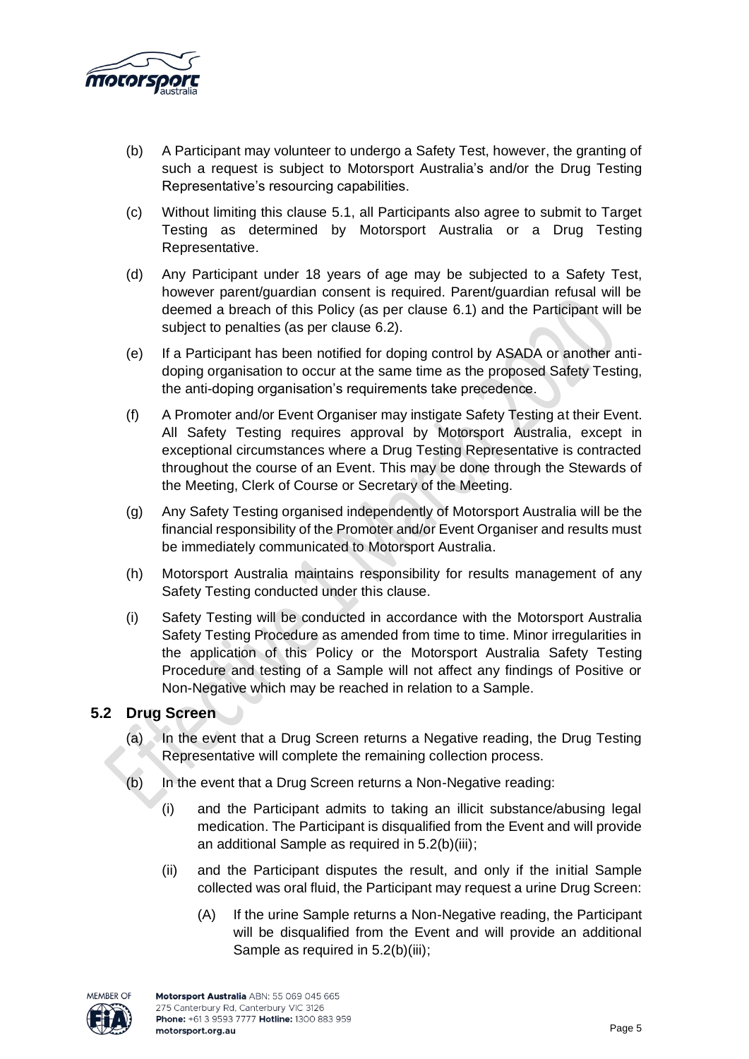(b) A Participant may volunteer to undergo a Safety Test, however, the granting of such a request is subject to Motorsport Australia's and/or the Drug Testing Representative's resourcing capabilities.

(c) Without limiting this clause 5.1, all Participants also agree to submit to Target Testing as determined by Motorsport Australia or a Drug Testing Representative.

(d) Any Participant under 18 years of age may be subjected to a Safety Test, however parent/guardian consent is required. Parent/guardian refusal will be deemed a breach of this Policy (as per clause 6.1) and the Participant will be subject to penalties (as per clause 6.2).

(e) If a Participant has been notified for doping control by ASADA or another anti-doping organisation to occur at the same time as the proposed Safety Testing, the anti-doping organisation's requirements take precedence.

(f) A Promoter and/or Event Organiser may instigate Safety Testing at their Event. All Safety Testing requires approval by Motorsport Australia, except in exceptional circumstances where a Drug Testing Representative is contracted throughout the course of an Event. This may be done through the Stewards of the Meeting, Clerk of Course or Secretary of the Meeting.

(g) Any Safety Testing organised independently of Motorsport Australia will be the financial responsibility of the Promoter and/or Event Organiser and results must be immediately communicated to Motorsport Australia.

(h) Motorsport Australia maintains responsibility for results management of any Safety Testing conducted under this clause.

(i) Safety Testing will be conducted in accordance with the Motorsport Australia Safety Testing Procedure as amended from time to time. Minor irregularities in the application of this Policy or the Motorsport Australia Safety Testing Procedure and testing of a Sample will not affect any findings of Positive or Non-Negative which may be reached in relation to a Sample.

### 5.2 Drug Screen

(a) In the event that a Drug Screen returns a Negative reading, the Drug Testing Representative will complete the remaining collection process.

(b) In the event that a Drug Screen returns a Non-Negative reading:

(i) and the Participant admits to taking an illicit substance/abusing legal medication. The Participant is disqualified from the Event and will provide an additional Sample as required in 5.2(b)(iii);

(ii) and the Participant disputes the result, and only if the initial Sample collected was oral fluid, the Participant may request a urine Drug Screen:

(A) If the urine Sample returns a Non-Negative reading, the Participant will be disqualified from the Event and will provide an additional Sample as required in 5.2(b)(iii);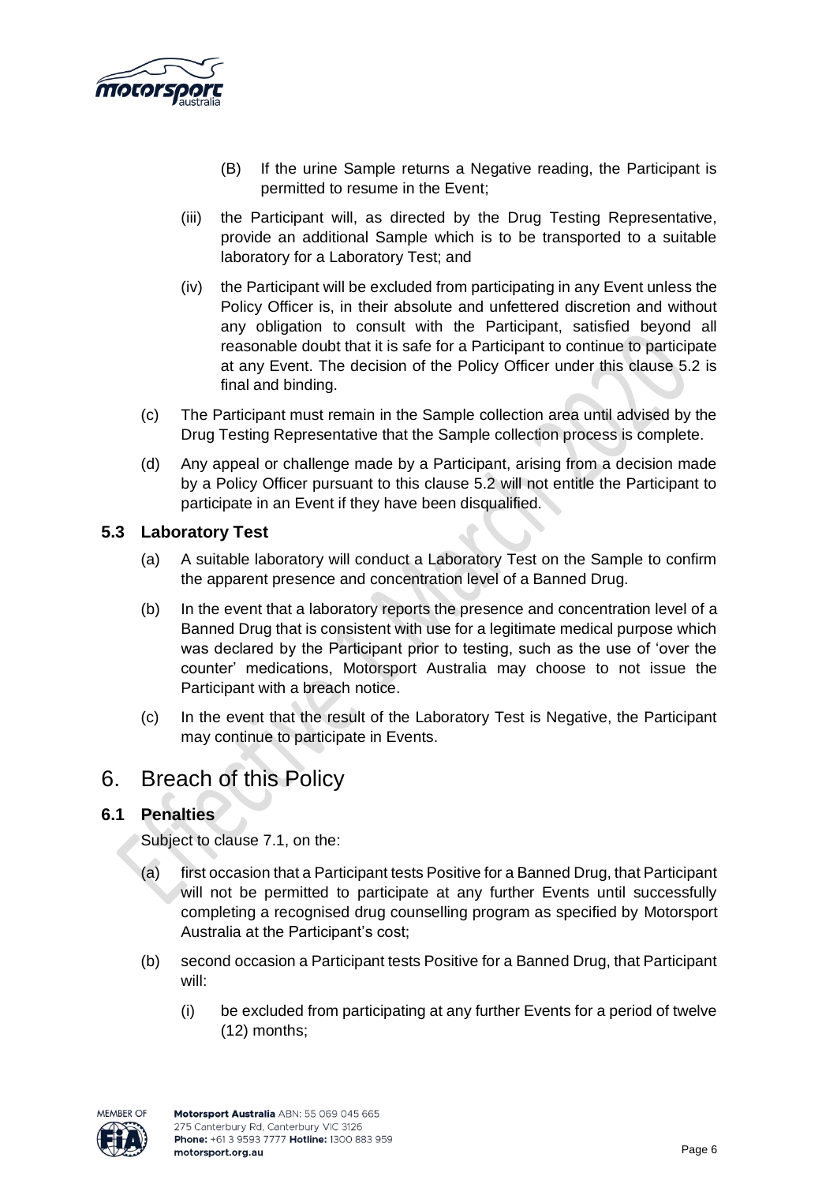(B) If the urine Sample returns a Negative reading, the Participant is permitted to resume in the Event;

(iii) the Participant will, as directed by the Drug Testing Representative, provide an additional Sample which is to be transported to a suitable laboratory for a Laboratory Test; and

(iv) the Participant will be excluded from participating in any Event unless the Policy Officer is, in their absolute and unfettered discretion and without any obligation to consult with the Participant, satisfied beyond all reasonable doubt that it is safe for a Participant to continue to participate at any Event. The decision of the Policy Officer under this clause 5.2 is final and binding.

(c) The Participant must remain in the Sample collection area until advised by the Drug Testing Representative that the Sample collection process is complete.

(d) Any appeal or challenge made by a Participant, arising from a decision made by a Policy Officer pursuant to this clause 5.2 will not entitle the Participant to participate in an Event if they have been disqualified.

### 5.3 Laboratory Test

(a) A suitable laboratory will conduct a Laboratory Test on the Sample to confirm the apparent presence and concentration level of a Banned Drug.

(b) In the event that a laboratory reports the presence and concentration level of a Banned Drug that is consistent with use for a legitimate medical purpose which was declared by the Participant prior to testing, such as the use of 'over the counter' medications, Motorsport Australia may choose to not issue the Participant with a breach notice.

(c) In the event that the result of the Laboratory Test is Negative, the Participant may continue to participate in Events.

## 6. Breach of this Policy

### 6.1 Penalties

Subject to clause 7.1, on the:

(a) first occasion that a Participant tests Positive for a Banned Drug, that Participant will not be permitted to participate at any further Events until successfully completing a recognised drug counselling program as specified by Motorsport Australia at the Participant's cost;

(b) second occasion a Participant tests Positive for a Banned Drug, that Participant will:

(i) be excluded from participating at any further Events for a period of twelve (12) months;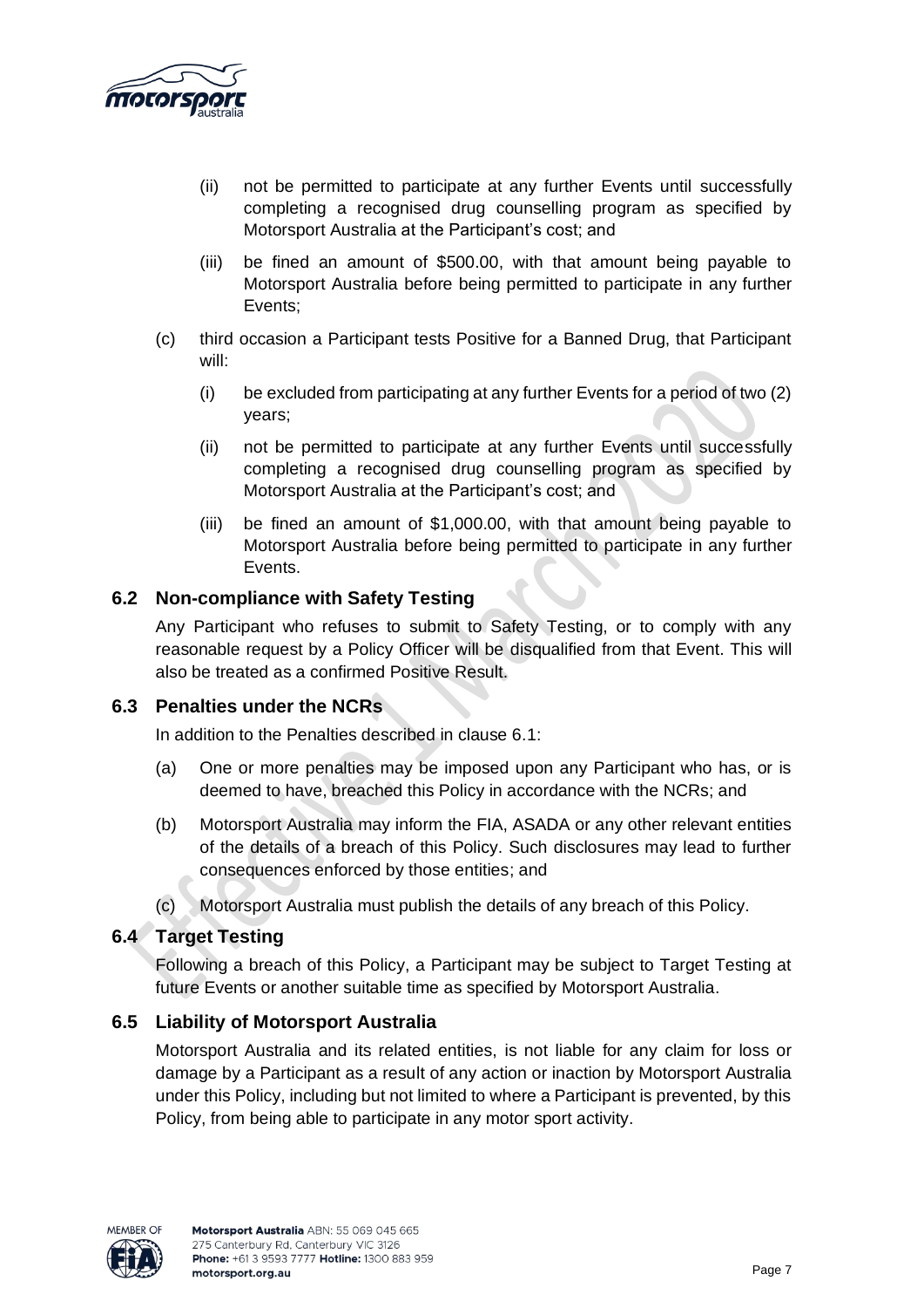(ii) not be permitted to participate at any further Events until successfully completing a recognised drug counselling program as specified by Motorsport Australia at the Participant's cost; and

(iii) be fined an amount of $500.00, with that amount being payable to Motorsport Australia before being permitted to participate in any further Events;

(c) third occasion a Participant tests Positive for a Banned Drug, that Participant will:

(i) be excluded from participating at any further Events for a period of two (2) years;

(ii) not be permitted to participate at any further Events until successfully completing a recognised drug counselling program as specified by Motorsport Australia at the Participant's cost; and

(iii) be fined an amount of $1,000.00, with that amount being payable to Motorsport Australia before being permitted to participate in any further Events.

## 6.2 Non-compliance with Safety Testing

Any Participant who refuses to submit to Safety Testing, or to comply with any reasonable request by a Policy Officer will be disqualified from that Event. This will also be treated as a confirmed Positive Result.

## 6.3 Penalties under the NCRs

In addition to the Penalties described in clause 6.1:

(a) One or more penalties may be imposed upon any Participant who has, or is deemed to have, breached this Policy in accordance with the NCRs; and

(b) Motorsport Australia may inform the FIA, ASADA or any other relevant entities of the details of a breach of this Policy. Such disclosures may lead to further consequences enforced by those entities; and

(c) Motorsport Australia must publish the details of any breach of this Policy.

## 6.4 Target Testing

Following a breach of this Policy, a Participant may be subject to Target Testing at future Events or another suitable time as specified by Motorsport Australia.

## 6.5 Liability of Motorsport Australia

Motorsport Australia and its related entities, is not liable for any claim for loss or damage by a Participant as a result of any action or inaction by Motorsport Australia under this Policy, including but not limited to where a Participant is prevented, by this Policy, from being able to participate in any motor sport activity.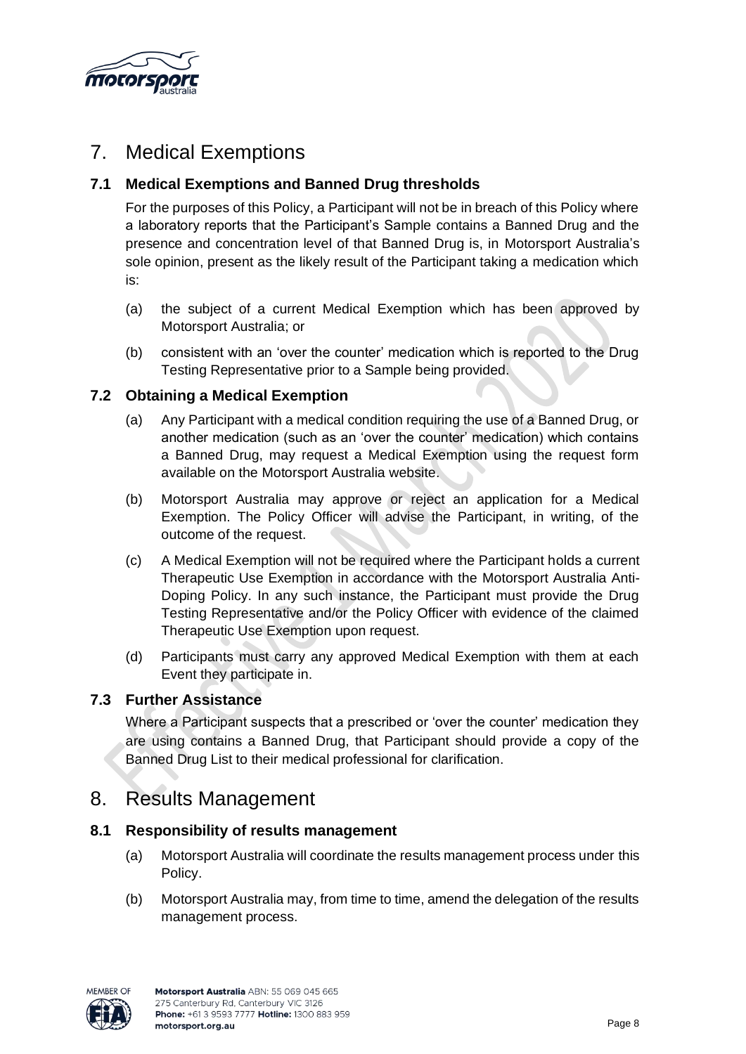# 7. Medical Exemptions

## 7.1 Medical Exemptions and Banned Drug thresholds

For the purposes of this Policy, a Participant will not be in breach of this Policy where a laboratory reports that the Participant's Sample contains a Banned Drug and the presence and concentration level of that Banned Drug is, in Motorsport Australia's sole opinion, present as the likely result of the Participant taking a medication which is:

(a) the subject of a current Medical Exemption which has been approved by Motorsport Australia; or

(b) consistent with an 'over the counter' medication which is reported to the Drug Testing Representative prior to a Sample being provided.

## 7.2 Obtaining a Medical Exemption

(a) Any Participant with a medical condition requiring the use of a Banned Drug, or another medication (such as an 'over the counter' medication) which contains a Banned Drug, may request a Medical Exemption using the request form available on the Motorsport Australia website.

(b) Motorsport Australia may approve or reject an application for a Medical Exemption. The Policy Officer will advise the Participant, in writing, of the outcome of the request.

(c) A Medical Exemption will not be required where the Participant holds a current Therapeutic Use Exemption in accordance with the Motorsport Australia Anti-Doping Policy. In any such instance, the Participant must provide the Drug Testing Representative and/or the Policy Officer with evidence of the claimed Therapeutic Use Exemption upon request.

(d) Participants must carry any approved Medical Exemption with them at each Event they participate in.

## 7.3 Further Assistance

Where a Participant suspects that a prescribed or 'over the counter' medication they are using contains a Banned Drug, that Participant should provide a copy of the Banned Drug List to their medical professional for clarification.

# 8. Results Management

## 8.1 Responsibility of results management

(a) Motorsport Australia will coordinate the results management process under this Policy.

(b) Motorsport Australia may, from time to time, amend the delegation of the results management process.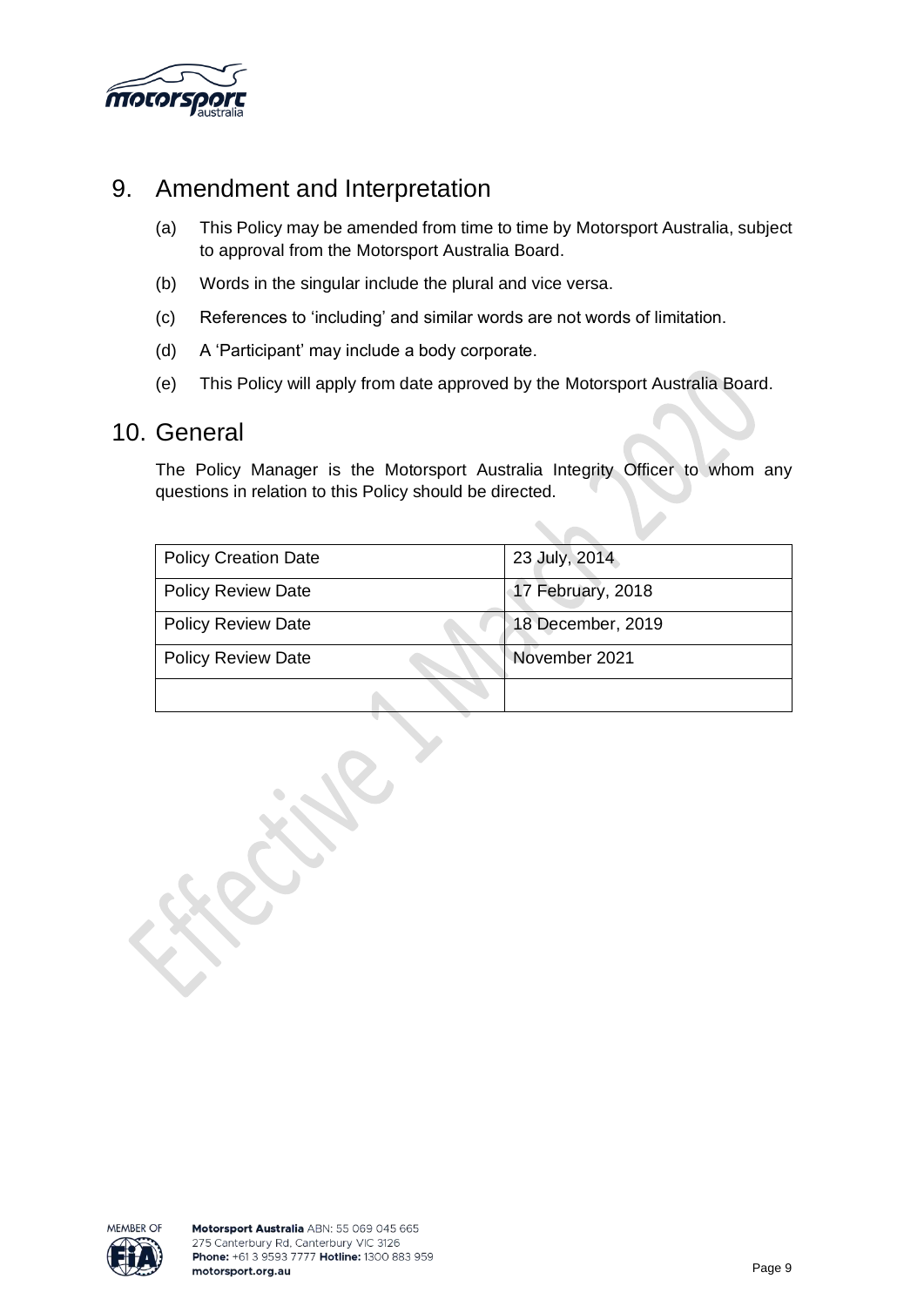## 9. Amendment and Interpretation

(a) This Policy may be amended from time to time by Motorsport Australia, subject to approval from the Motorsport Australia Board.

(b) Words in the singular include the plural and vice versa.

(c) References to 'including' and similar words are not words of limitation.

(d) A 'Participant' may include a body corporate.

(e) This Policy will apply from date approved by the Motorsport Australia Board.

## 10. General

The Policy Manager is the Motorsport Australia Integrity Officer to whom any questions in relation to this Policy should be directed.

| | |
|---|---|
| Policy Creation Date | 23 July, 2014 |
| Policy Review Date | 17 February, 2018 |
| Policy Review Date | 18 December, 2019 |
| Policy Review Date | November 2021 |
| | |

Effective 1 March 2020